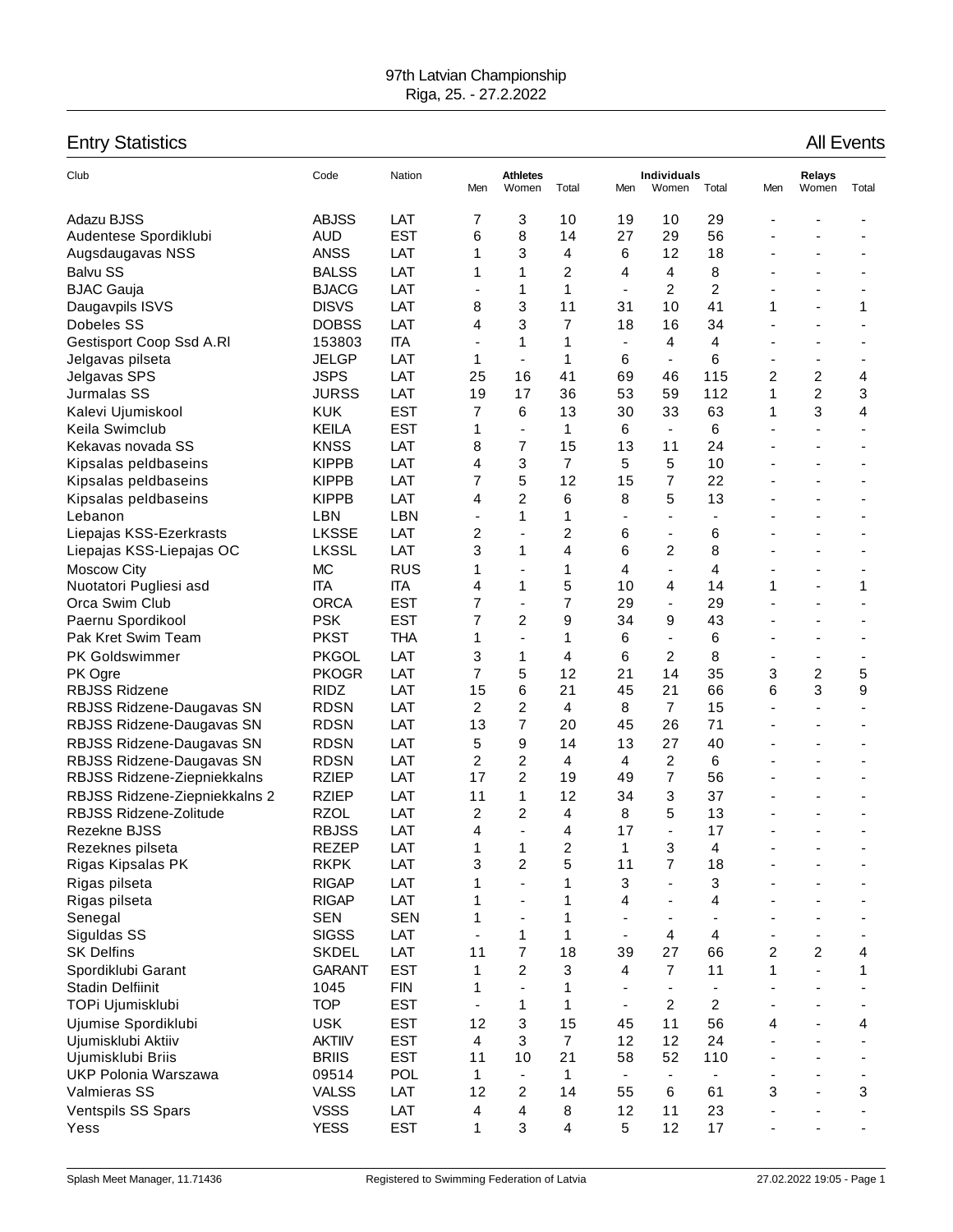97th Latvian Championship
Riga, 25. - 27.2.2022

## Entry Statistics

All Events

| Club | Code | Nation | Athletes | | | Individuals | | | Relays | | |
|---|---|---|---|---|---|---|---|---|---|---|---|
| | | | Men | Women | Total | Men | Women | Total | Men | Women | Total |
| Adazu BJSS | ABJSS | LAT | 7 | 3 | 10 | 19 | 10 | 29 | - | - | - |
| Audentese Spordiklubi | AUD | EST | 6 | 8 | 14 | 27 | 29 | 56 | - | - | - |
| Augsdaugavas NSS | ANSS | LAT | 1 | 3 | 4 | 6 | 12 | 18 | - | - | - |
| Balvu SS | BALSS | LAT | 1 | 1 | 2 | 4 | 4 | 8 | - | - | - |
| BJAC Gauja | BJACG | LAT | - | 1 | 1 | - | 2 | 2 | - | - | - |
| Daugavpils ISVS | DISVS | LAT | 8 | 3 | 11 | 31 | 10 | 41 | 1 | - | 1 |
| Dobeles SS | DOBSS | LAT | 4 | 3 | 7 | 18 | 16 | 34 | - | - | - |
| Gestisport Coop Ssd A.Rl | 153803 | ITA | - | 1 | 1 | - | 4 | 4 | - | - | - |
| Jelgavas pilseta | JELGP | LAT | 1 | - | 1 | 6 | - | 6 | - | - | - |
| Jelgavas SPS | JSPS | LAT | 25 | 16 | 41 | 69 | 46 | 115 | 2 | 2 | 4 |
| Jurmalas SS | JURSS | LAT | 19 | 17 | 36 | 53 | 59 | 112 | 1 | 2 | 3 |
| Kalevi Ujumiskool | KUK | EST | 7 | 6 | 13 | 30 | 33 | 63 | 1 | 3 | 4 |
| Keila Swimclub | KEILA | EST | 1 | - | 1 | 6 | - | 6 | - | - | - |
| Kekavas novada SS | KNSS | LAT | 8 | 7 | 15 | 13 | 11 | 24 | - | - | - |
| Kipsalas peldbaseins | KIPPB | LAT | 4 | 3 | 7 | 5 | 5 | 10 | - | - | - |
| Kipsalas peldbaseins | KIPPB | LAT | 7 | 5 | 12 | 15 | 7 | 22 | - | - | - |
| Kipsalas peldbaseins | KIPPB | LAT | 4 | 2 | 6 | 8 | 5 | 13 | - | - | - |
| Lebanon | LBN | LBN | - | 1 | 1 | - | - | - | - | - | - |
| Liepajas KSS-Ezerkrasts | LKSSE | LAT | 2 | - | 2 | 6 | - | 6 | - | - | - |
| Liepajas KSS-Liepajas OC | LKSSL | LAT | 3 | 1 | 4 | 6 | 2 | 8 | - | - | - |
| Moscow City | MC | RUS | 1 | - | 1 | 4 | - | 4 | - | - | - |
| Nuotatori Pugliesi asd | ITA | ITA | 4 | 1 | 5 | 10 | 4 | 14 | 1 | - | 1 |
| Orca Swim Club | ORCA | EST | 7 | - | 7 | 29 | - | 29 | - | - | - |
| Paernu Spordikool | PSK | EST | 7 | 2 | 9 | 34 | 9 | 43 | - | - | - |
| Pak Kret Swim Team | PKST | THA | 1 | - | 1 | 6 | - | 6 | - | - | - |
| PK Goldswimmer | PKGOL | LAT | 3 | 1 | 4 | 6 | 2 | 8 | - | - | - |
| PK Ogre | PKOGR | LAT | 7 | 5 | 12 | 21 | 14 | 35 | 3 | 2 | 5 |
| RBJSS Ridzene | RIDZ | LAT | 15 | 6 | 21 | 45 | 21 | 66 | 6 | 3 | 9 |
| RBJSS Ridzene-Daugavas SN | RDSN | LAT | 2 | 2 | 4 | 8 | 7 | 15 | - | - | - |
| RBJSS Ridzene-Daugavas SN | RDSN | LAT | 13 | 7 | 20 | 45 | 26 | 71 | - | - | - |
| RBJSS Ridzene-Daugavas SN | RDSN | LAT | 5 | 9 | 14 | 13 | 27 | 40 | - | - | - |
| RBJSS Ridzene-Daugavas SN | RDSN | LAT | 2 | 2 | 4 | 4 | 2 | 6 | - | - | - |
| RBJSS Ridzene-Ziepniekkalns | RZIEP | LAT | 17 | 2 | 19 | 49 | 7 | 56 | - | - | - |
| RBJSS Ridzene-Ziepniekkalns 2 | RZIEP | LAT | 11 | 1 | 12 | 34 | 3 | 37 | - | - | - |
| RBJSS Ridzene-Zolitude | RZOL | LAT | 2 | 2 | 4 | 8 | 5 | 13 | - | - | - |
| Rezekne BJSS | RBJSS | LAT | 4 | - | 4 | 17 | - | 17 | - | - | - |
| Rezeknes pilseta | REZEP | LAT | 1 | 1 | 2 | 1 | 3 | 4 | - | - | - |
| Rigas Kipsalas PK | RKPK | LAT | 3 | 2 | 5 | 11 | 7 | 18 | - | - | - |
| Rigas pilseta | RIGAP | LAT | 1 | - | 1 | 3 | - | 3 | - | - | - |
| Rigas pilseta | RIGAP | LAT | 1 | - | 1 | 4 | - | 4 | - | - | - |
| Senegal | SEN | SEN | 1 | - | 1 | - | - | - | - | - | - |
| Siguldas SS | SIGSS | LAT | - | 1 | 1 | - | 4 | 4 | - | - | - |
| SK Delfins | SKDEL | LAT | 11 | 7 | 18 | 39 | 27 | 66 | 2 | 2 | 4 |
| Spordiklubi Garant | GARANT | EST | 1 | 2 | 3 | 4 | 7 | 11 | 1 | - | 1 |
| Stadin Delfiinit | 1045 | FIN | 1 | - | 1 | - | - | - | - | - | - |
| TOPi Ujumisklubi | TOP | EST | - | 1 | 1 | - | 2 | 2 | - | - | - |
| Ujumise Spordiklubi | USK | EST | 12 | 3 | 15 | 45 | 11 | 56 | 4 | - | 4 |
| Ujumisklubi Aktiiv | AKTIIV | EST | 4 | 3 | 7 | 12 | 12 | 24 | - | - | - |
| Ujumisklubi Briis | BRIIS | EST | 11 | 10 | 21 | 58 | 52 | 110 | - | - | - |
| UKP Polonia Warszawa | 09514 | POL | 1 | - | 1 | - | - | - | - | - | - |
| Valmieras SS | VALSS | LAT | 12 | 2 | 14 | 55 | 6 | 61 | 3 | - | 3 |
| Ventspils SS Spars | VSSS | LAT | 4 | 4 | 8 | 12 | 11 | 23 | - | - | - |
| Yess | YESS | EST | 1 | 3 | 4 | 5 | 12 | 17 | - | - | - |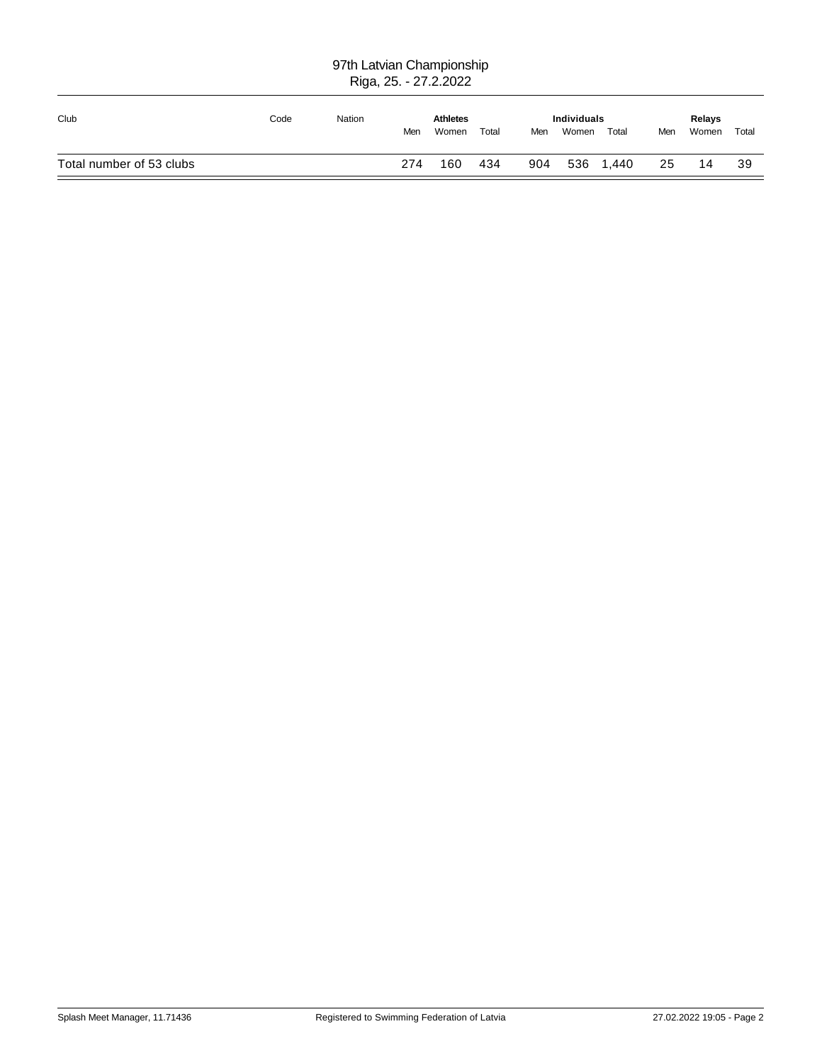97th Latvian Championship
Riga, 25. - 27.2.2022

| Club | Code | Nation | Athletes | | | Individuals | | | Relays | | |
|---|---|---|---|---|---|---|---|---|---|---|---|
| | | | Men | Women | Total | Men | Women | Total | Men | Women | Total |
| Total number of 53 clubs | | | 274 | 160 | 434 | 904 | 536 | 1,440 | 25 | 14 | 39 |